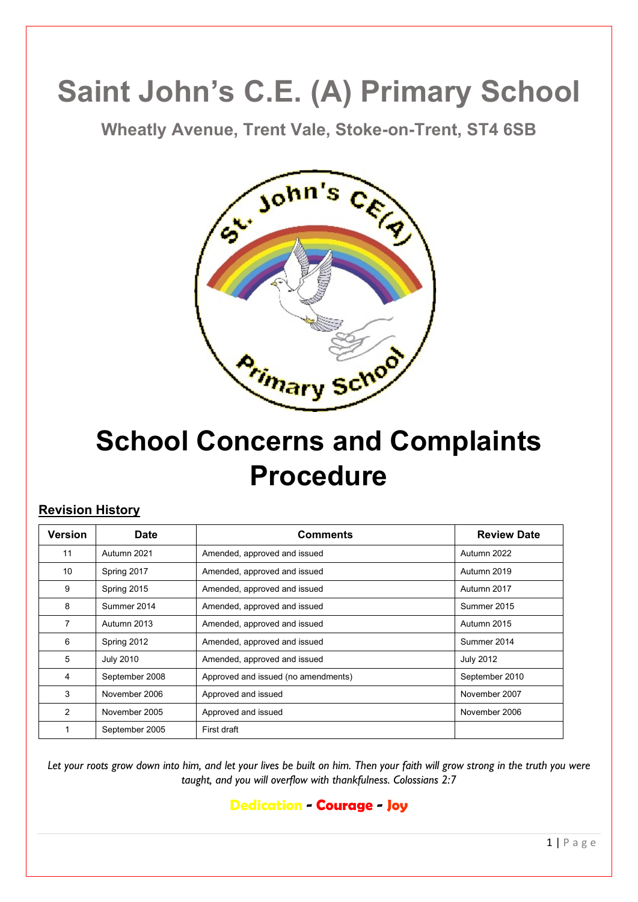# Saint John's C.E. (A) Primary School

## Wheatly Avenue, Trent Vale, Stoke-on-Trent, ST4 6SB

# School Concerns and Complaints Procedure

**Revision History**

| Version | Date | Comments | Review Date |
|---|---|---|---|
| 11 | Autumn 2021 | Amended, approved and issued | Autumn 2022 |
| 10 | Spring 2017 | Amended, approved and issued | Autumn 2019 |
| 9 | Spring 2015 | Amended, approved and issued | Autumn 2017 |
| 8 | Summer 2014 | Amended, approved and issued | Summer 2015 |
| 7 | Autumn 2013 | Amended, approved and issued | Autumn 2015 |
| 6 | Spring 2012 | Amended, approved and issued | Summer 2014 |
| 5 | July 2010 | Amended, approved and issued | July 2012 |
| 4 | September 2008 | Approved and issued (no amendments) | September 2010 |
| 3 | November 2006 | Approved and issued | November 2007 |
| 2 | November 2005 | Approved and issued | November 2006 |
| 1 | September 2005 | First draft | |

*Let your roots grow down into him, and let your lives be built on him. Then your faith will grow strong in the truth you were taught, and you will overflow with thankfulness. Colossians 2:7*

**Dedication - Courage - Joy**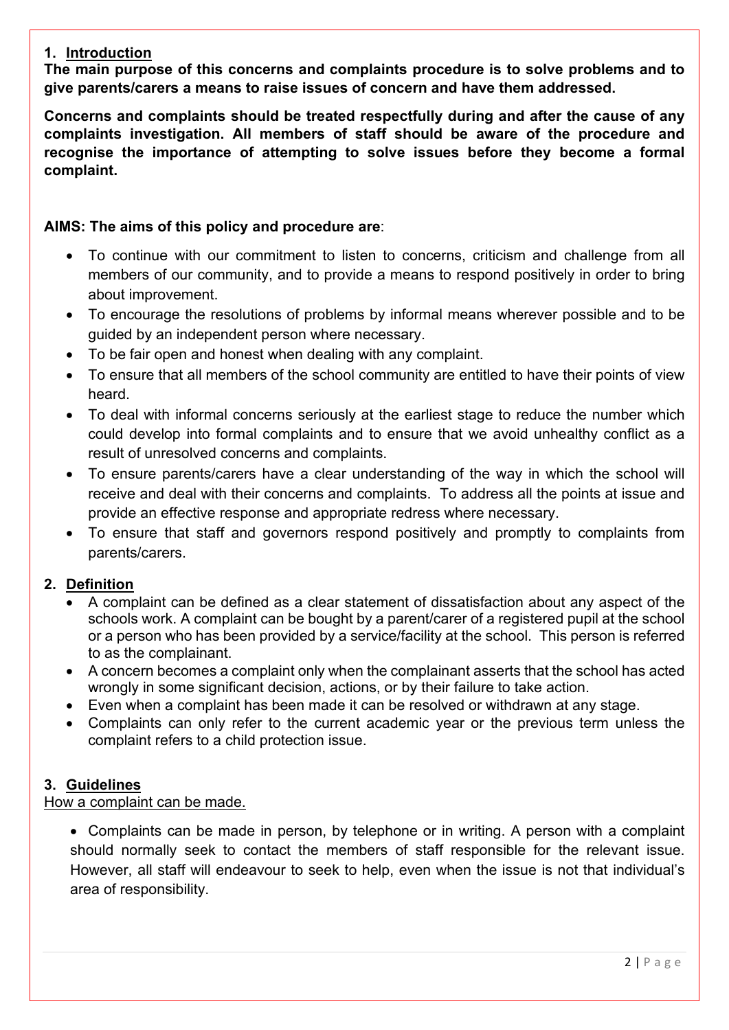## 1. Introduction

**The main purpose of this concerns and complaints procedure is to solve problems and to give parents/carers a means to raise issues of concern and have them addressed.**

**Concerns and complaints should be treated respectfully during and after the cause of any complaints investigation. All members of staff should be aware of the procedure and recognise the importance of attempting to solve issues before they become a formal complaint.**

**AIMS: The aims of this policy and procedure are**:

- To continue with our commitment to listen to concerns, criticism and challenge from all members of our community, and to provide a means to respond positively in order to bring about improvement.
- To encourage the resolutions of problems by informal means wherever possible and to be guided by an independent person where necessary.
- To be fair open and honest when dealing with any complaint.
- To ensure that all members of the school community are entitled to have their points of view heard.
- To deal with informal concerns seriously at the earliest stage to reduce the number which could develop into formal complaints and to ensure that we avoid unhealthy conflict as a result of unresolved concerns and complaints.
- To ensure parents/carers have a clear understanding of the way in which the school will receive and deal with their concerns and complaints. To address all the points at issue and provide an effective response and appropriate redress where necessary.
- To ensure that staff and governors respond positively and promptly to complaints from parents/carers.

## 2. Definition

- A complaint can be defined as a clear statement of dissatisfaction about any aspect of the schools work. A complaint can be bought by a parent/carer of a registered pupil at the school or a person who has been provided by a service/facility at the school. This person is referred to as the complainant.
- A concern becomes a complaint only when the complainant asserts that the school has acted wrongly in some significant decision, actions, or by their failure to take action.
- Even when a complaint has been made it can be resolved or withdrawn at any stage.
- Complaints can only refer to the current academic year or the previous term unless the complaint refers to a child protection issue.

## 3. Guidelines

How a complaint can be made.

- Complaints can be made in person, by telephone or in writing. A person with a complaint should normally seek to contact the members of staff responsible for the relevant issue. However, all staff will endeavour to seek to help, even when the issue is not that individual's area of responsibility.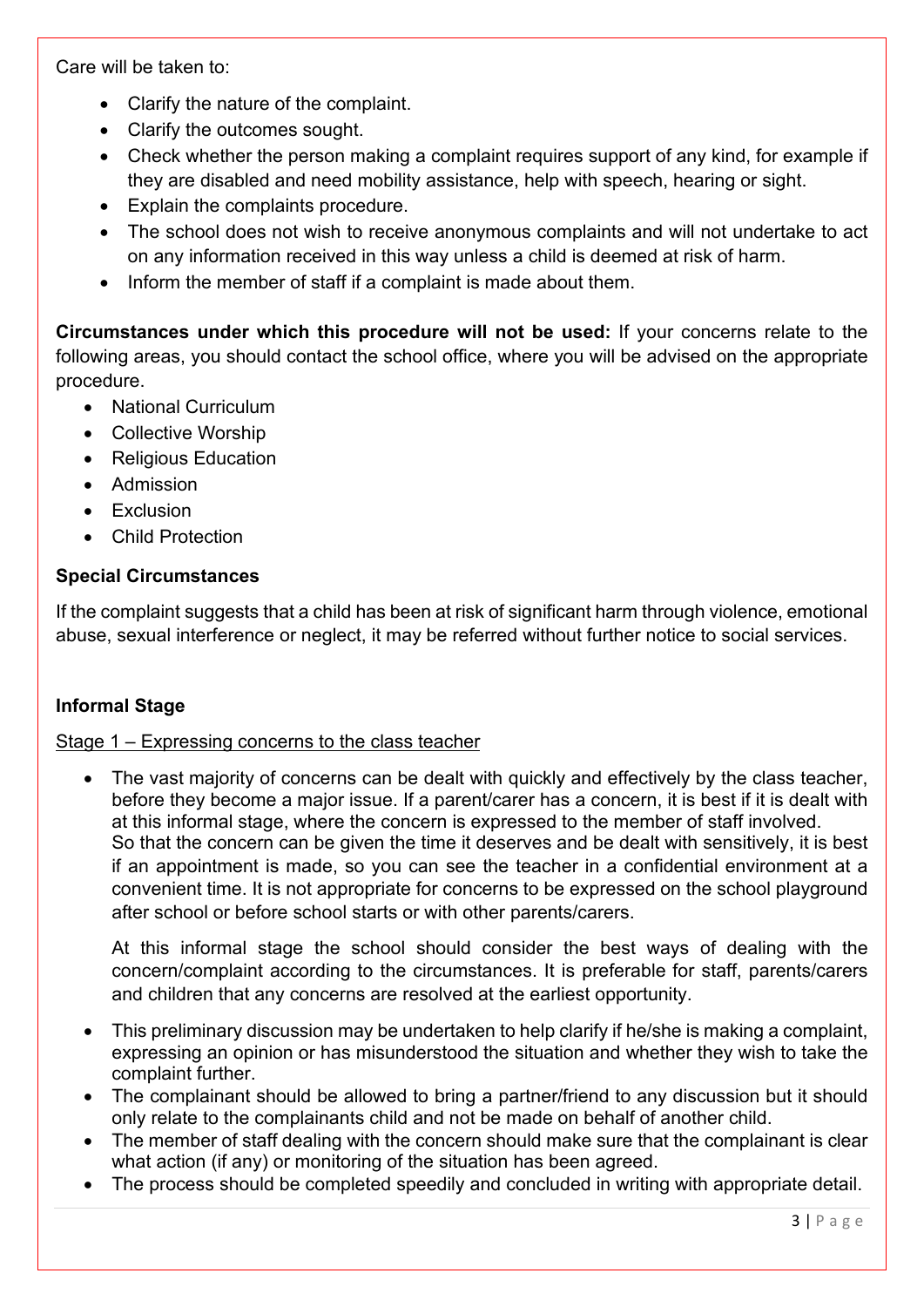Care will be taken to:

- Clarify the nature of the complaint.
- Clarify the outcomes sought.
- Check whether the person making a complaint requires support of any kind, for example if they are disabled and need mobility assistance, help with speech, hearing or sight.
- Explain the complaints procedure.
- The school does not wish to receive anonymous complaints and will not undertake to act on any information received in this way unless a child is deemed at risk of harm.
- Inform the member of staff if a complaint is made about them.

**Circumstances under which this procedure will not be used:** If your concerns relate to the following areas, you should contact the school office, where you will be advised on the appropriate procedure.

- National Curriculum
- Collective Worship
- Religious Education
- Admission
- Exclusion
- Child Protection

**Special Circumstances**

If the complaint suggests that a child has been at risk of significant harm through violence, emotional abuse, sexual interference or neglect, it may be referred without further notice to social services.

**Informal Stage**

Stage 1 – Expressing concerns to the class teacher

- The vast majority of concerns can be dealt with quickly and effectively by the class teacher, before they become a major issue. If a parent/carer has a concern, it is best if it is dealt with at this informal stage, where the concern is expressed to the member of staff involved. So that the concern can be given the time it deserves and be dealt with sensitively, it is best if an appointment is made, so you can see the teacher in a confidential environment at a convenient time. It is not appropriate for concerns to be expressed on the school playground after school or before school starts or with other parents/carers.

  At this informal stage the school should consider the best ways of dealing with the concern/complaint according to the circumstances. It is preferable for staff, parents/carers and children that any concerns are resolved at the earliest opportunity.

- This preliminary discussion may be undertaken to help clarify if he/she is making a complaint, expressing an opinion or has misunderstood the situation and whether they wish to take the complaint further.
- The complainant should be allowed to bring a partner/friend to any discussion but it should only relate to the complainants child and not be made on behalf of another child.
- The member of staff dealing with the concern should make sure that the complainant is clear what action (if any) or monitoring of the situation has been agreed.
- The process should be completed speedily and concluded in writing with appropriate detail.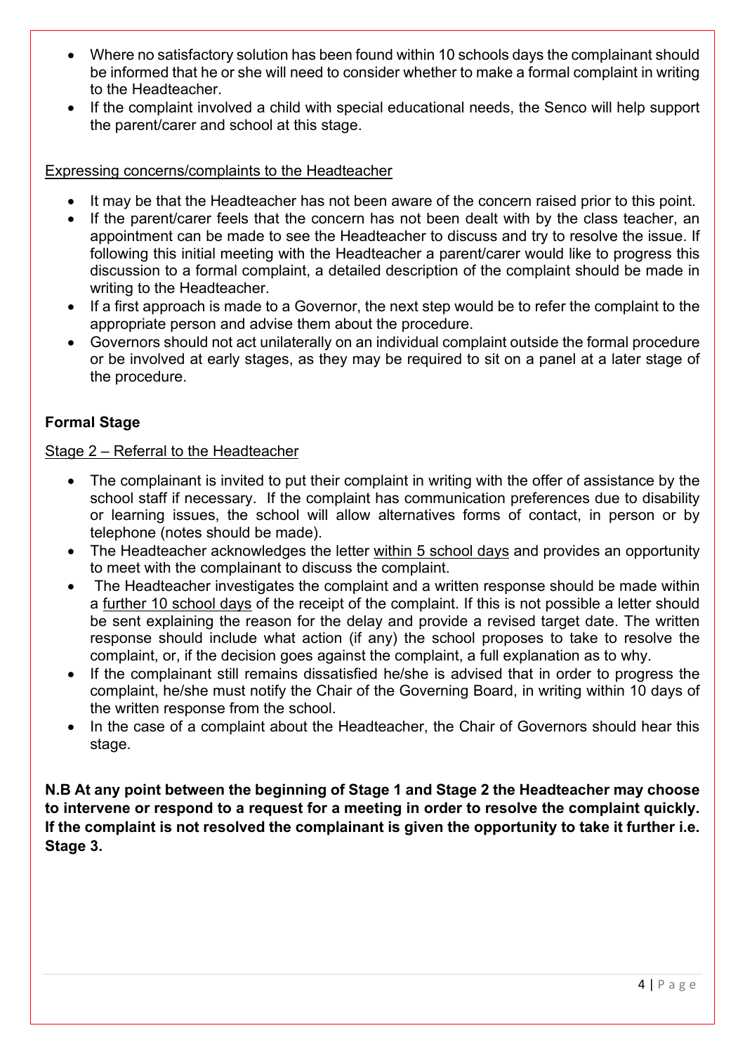- Where no satisfactory solution has been found within 10 schools days the complainant should be informed that he or she will need to consider whether to make a formal complaint in writing to the Headteacher.
- If the complaint involved a child with special educational needs, the Senco will help support the parent/carer and school at this stage.

Expressing concerns/complaints to the Headteacher

- It may be that the Headteacher has not been aware of the concern raised prior to this point.
- If the parent/carer feels that the concern has not been dealt with by the class teacher, an appointment can be made to see the Headteacher to discuss and try to resolve the issue. If following this initial meeting with the Headteacher a parent/carer would like to progress this discussion to a formal complaint, a detailed description of the complaint should be made in writing to the Headteacher.
- If a first approach is made to a Governor, the next step would be to refer the complaint to the appropriate person and advise them about the procedure.
- Governors should not act unilaterally on an individual complaint outside the formal procedure or be involved at early stages, as they may be required to sit on a panel at a later stage of the procedure.

**Formal Stage**

Stage 2 – Referral to the Headteacher

- The complainant is invited to put their complaint in writing with the offer of assistance by the school staff if necessary. If the complaint has communication preferences due to disability or learning issues, the school will allow alternatives forms of contact, in person or by telephone (notes should be made).
- The Headteacher acknowledges the letter within 5 school days and provides an opportunity to meet with the complainant to discuss the complaint.
- The Headteacher investigates the complaint and a written response should be made within a further 10 school days of the receipt of the complaint. If this is not possible a letter should be sent explaining the reason for the delay and provide a revised target date. The written response should include what action (if any) the school proposes to take to resolve the complaint, or, if the decision goes against the complaint, a full explanation as to why.
- If the complainant still remains dissatisfied he/she is advised that in order to progress the complaint, he/she must notify the Chair of the Governing Board, in writing within 10 days of the written response from the school.
- In the case of a complaint about the Headteacher, the Chair of Governors should hear this stage.

**N.B At any point between the beginning of Stage 1 and Stage 2 the Headteacher may choose to intervene or respond to a request for a meeting in order to resolve the complaint quickly. If the complaint is not resolved the complainant is given the opportunity to take it further i.e. Stage 3.**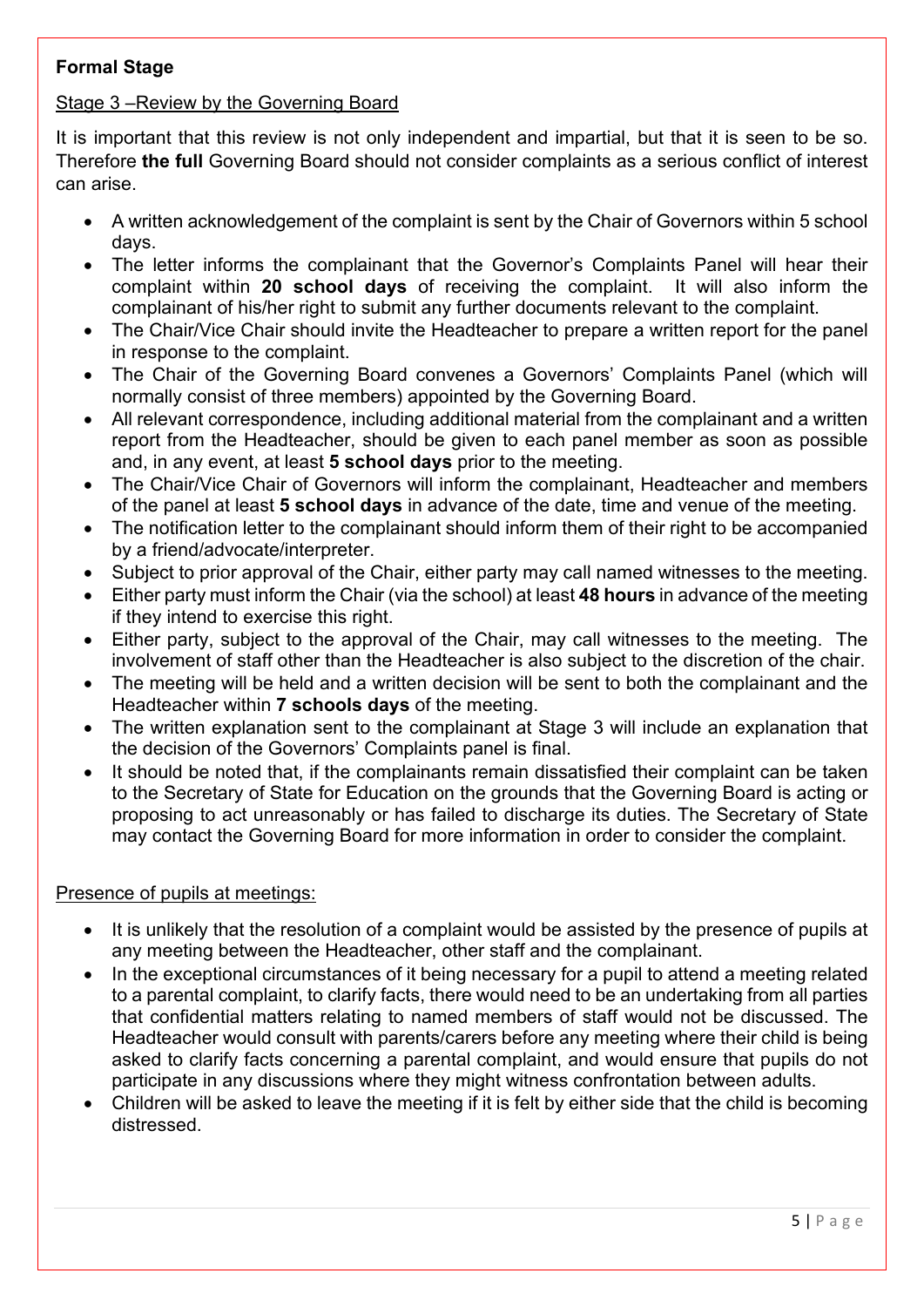**Formal Stage**

Stage 3 –Review by the Governing Board

It is important that this review is not only independent and impartial, but that it is seen to be so. Therefore **the full** Governing Board should not consider complaints as a serious conflict of interest can arise.

- A written acknowledgement of the complaint is sent by the Chair of Governors within 5 school days.
- The letter informs the complainant that the Governor's Complaints Panel will hear their complaint within **20 school days** of receiving the complaint. It will also inform the complainant of his/her right to submit any further documents relevant to the complaint.
- The Chair/Vice Chair should invite the Headteacher to prepare a written report for the panel in response to the complaint.
- The Chair of the Governing Board convenes a Governors' Complaints Panel (which will normally consist of three members) appointed by the Governing Board.
- All relevant correspondence, including additional material from the complainant and a written report from the Headteacher, should be given to each panel member as soon as possible and, in any event, at least **5 school days** prior to the meeting.
- The Chair/Vice Chair of Governors will inform the complainant, Headteacher and members of the panel at least **5 school days** in advance of the date, time and venue of the meeting.
- The notification letter to the complainant should inform them of their right to be accompanied by a friend/advocate/interpreter.
- Subject to prior approval of the Chair, either party may call named witnesses to the meeting.
- Either party must inform the Chair (via the school) at least **48 hours** in advance of the meeting if they intend to exercise this right.
- Either party, subject to the approval of the Chair, may call witnesses to the meeting. The involvement of staff other than the Headteacher is also subject to the discretion of the chair.
- The meeting will be held and a written decision will be sent to both the complainant and the Headteacher within **7 schools days** of the meeting.
- The written explanation sent to the complainant at Stage 3 will include an explanation that the decision of the Governors' Complaints panel is final.
- It should be noted that, if the complainants remain dissatisfied their complaint can be taken to the Secretary of State for Education on the grounds that the Governing Board is acting or proposing to act unreasonably or has failed to discharge its duties. The Secretary of State may contact the Governing Board for more information in order to consider the complaint.

Presence of pupils at meetings:

- It is unlikely that the resolution of a complaint would be assisted by the presence of pupils at any meeting between the Headteacher, other staff and the complainant.
- In the exceptional circumstances of it being necessary for a pupil to attend a meeting related to a parental complaint, to clarify facts, there would need to be an undertaking from all parties that confidential matters relating to named members of staff would not be discussed. The Headteacher would consult with parents/carers before any meeting where their child is being asked to clarify facts concerning a parental complaint, and would ensure that pupils do not participate in any discussions where they might witness confrontation between adults.
- Children will be asked to leave the meeting if it is felt by either side that the child is becoming distressed.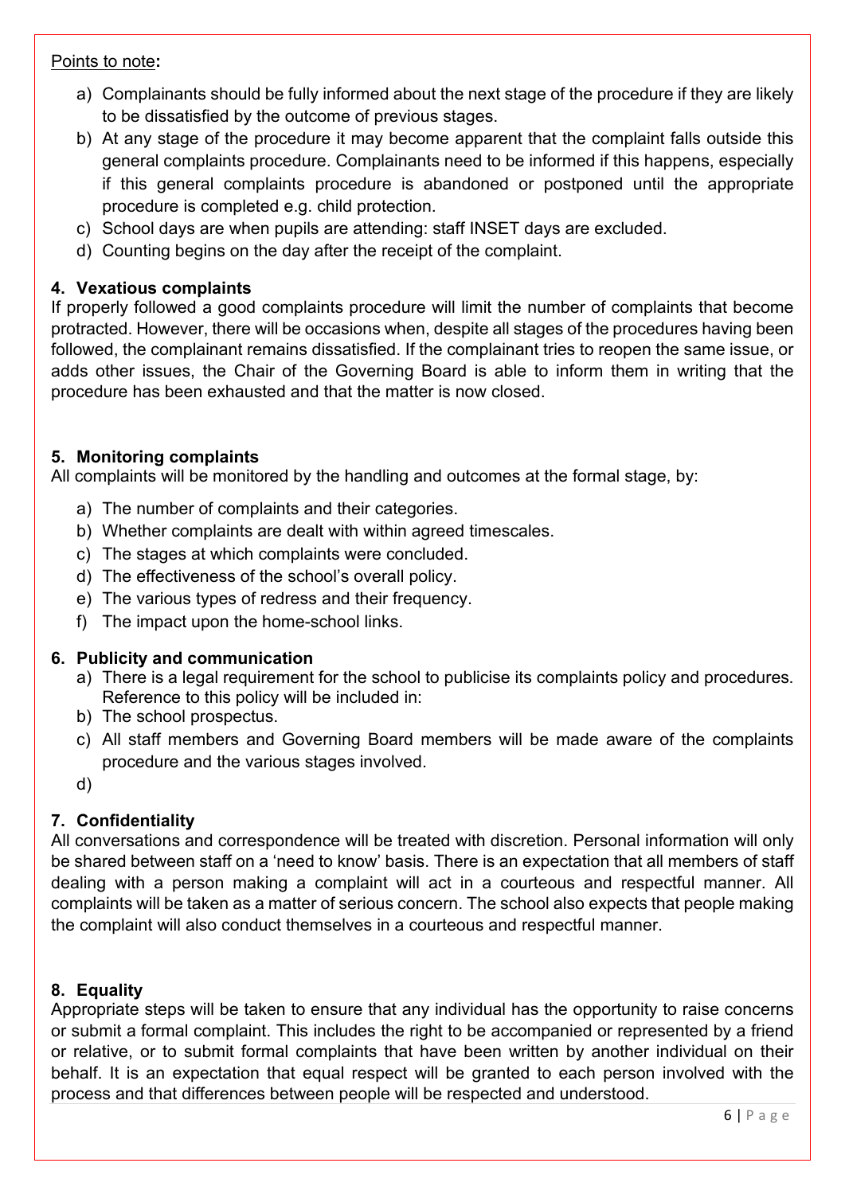Points to note**:**

a) Complainants should be fully informed about the next stage of the procedure if they are likely to be dissatisfied by the outcome of previous stages.
b) At any stage of the procedure it may become apparent that the complaint falls outside this general complaints procedure. Complainants need to be informed if this happens, especially if this general complaints procedure is abandoned or postponed until the appropriate procedure is completed e.g. child protection.
c) School days are when pupils are attending: staff INSET days are excluded.
d) Counting begins on the day after the receipt of the complaint.

## 4. Vexatious complaints

If properly followed a good complaints procedure will limit the number of complaints that become protracted. However, there will be occasions when, despite all stages of the procedures having been followed, the complainant remains dissatisfied. If the complainant tries to reopen the same issue, or adds other issues, the Chair of the Governing Board is able to inform them in writing that the procedure has been exhausted and that the matter is now closed.

## 5. Monitoring complaints

All complaints will be monitored by the handling and outcomes at the formal stage, by:

a) The number of complaints and their categories.
b) Whether complaints are dealt with within agreed timescales.
c) The stages at which complaints were concluded.
d) The effectiveness of the school's overall policy.
e) The various types of redress and their frequency.
f) The impact upon the home-school links.

## 6. Publicity and communication

a) There is a legal requirement for the school to publicise its complaints policy and procedures. Reference to this policy will be included in:
b) The school prospectus.
c) All staff members and Governing Board members will be made aware of the complaints procedure and the various stages involved.
d)

## 7. Confidentiality

All conversations and correspondence will be treated with discretion. Personal information will only be shared between staff on a 'need to know' basis. There is an expectation that all members of staff dealing with a person making a complaint will act in a courteous and respectful manner. All complaints will be taken as a matter of serious concern. The school also expects that people making the complaint will also conduct themselves in a courteous and respectful manner.

## 8. Equality

Appropriate steps will be taken to ensure that any individual has the opportunity to raise concerns or submit a formal complaint. This includes the right to be accompanied or represented by a friend or relative, or to submit formal complaints that have been written by another individual on their behalf. It is an expectation that equal respect will be granted to each person involved with the process and that differences between people will be respected and understood.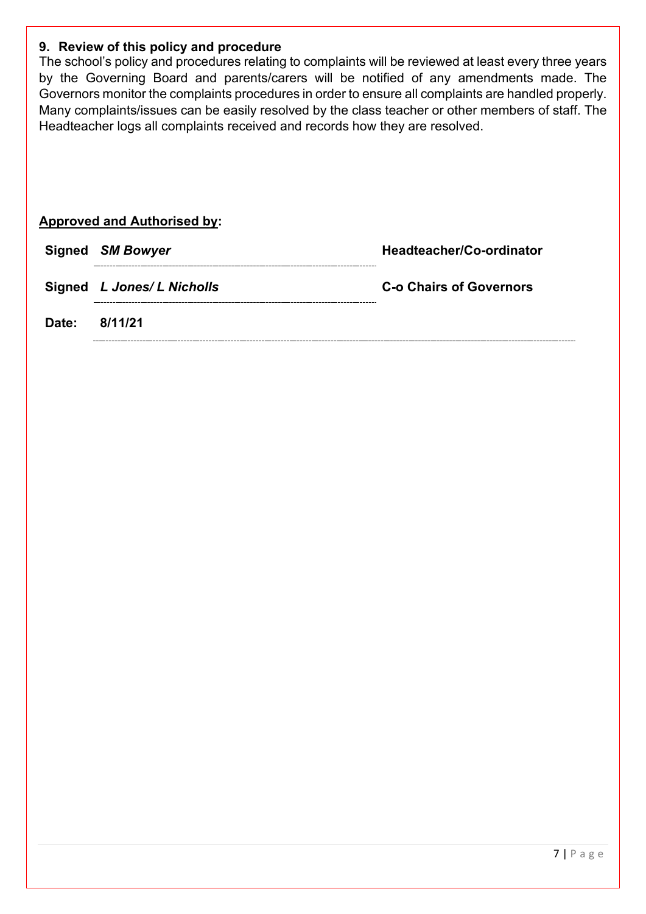## 9. Review of this policy and procedure

The school's policy and procedures relating to complaints will be reviewed at least every three years by the Governing Board and parents/carers will be notified of any amendments made. The Governors monitor the complaints procedures in order to ensure all complaints are handled properly. Many complaints/issues can be easily resolved by the class teacher or other members of staff. The Headteacher logs all complaints received and records how they are resolved.

**Approved and Authorised by:**

**Signed** ***SM Bowyer*** **Headteacher/Co-ordinator**

**Signed** ***L Jones/ L Nicholls*** **C-o Chairs of Governors**

**Date: 8/11/21**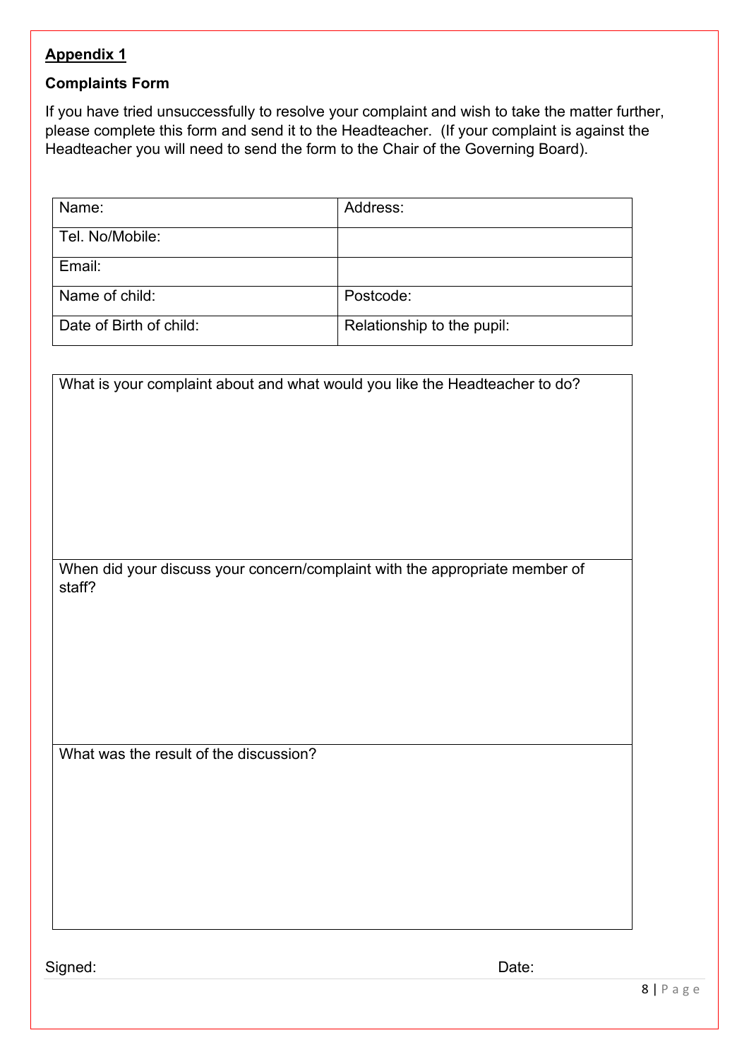**Appendix 1**

**Complaints Form**

If you have tried unsuccessfully to resolve your complaint and wish to take the matter further, please complete this form and send it to the Headteacher. (If your complaint is against the Headteacher you will need to send the form to the Chair of the Governing Board).

| | |
|---|---|
| Name: | Address: |
| Tel. No/Mobile: | |
| Email: | |
| Name of child: | Postcode: |
| Date of Birth of child: | Relationship to the pupil: |

| |
|---|
| What is your complaint about and what would you like the Headteacher to do? |
| When did your discuss your concern/complaint with the appropriate member of staff? |
| What was the result of the discussion? |

Signed: Date: